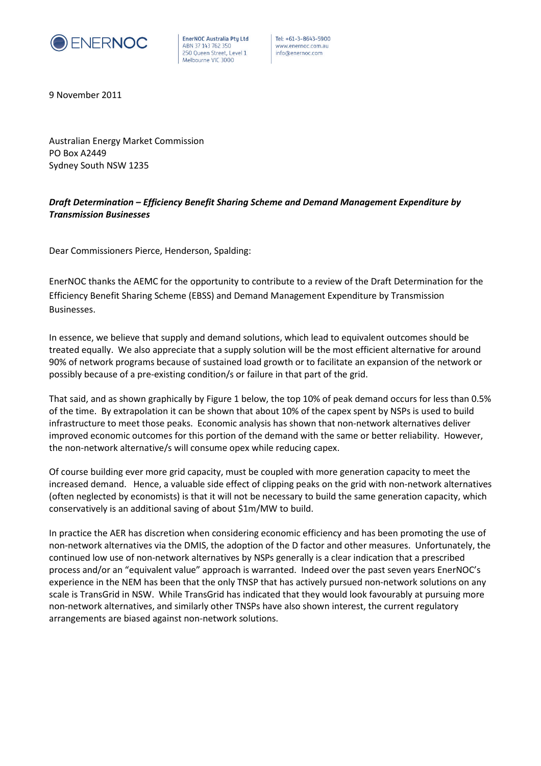ENERNOC

EnerNOC Australia Pty Ltd
ABN 37 143 762 350
250 Queen Street, Level 1
Melbourne VIC 3000

Tel: +61-3-8643-5900
www.enernoc.com.au
info@enernoc.com

9 November 2011

Australian Energy Market Commission
PO Box A2449
Sydney South NSW 1235

***Draft Determination – Efficiency Benefit Sharing Scheme and Demand Management Expenditure by Transmission Businesses***

Dear Commissioners Pierce, Henderson, Spalding:

EnerNOC thanks the AEMC for the opportunity to contribute to a review of the Draft Determination for the Efficiency Benefit Sharing Scheme (EBSS) and Demand Management Expenditure by Transmission Businesses.

In essence, we believe that supply and demand solutions, which lead to equivalent outcomes should be treated equally. We also appreciate that a supply solution will be the most efficient alternative for around 90% of network programs because of sustained load growth or to facilitate an expansion of the network or possibly because of a pre-existing condition/s or failure in that part of the grid.

That said, and as shown graphically by Figure 1 below, the top 10% of peak demand occurs for less than 0.5% of the time. By extrapolation it can be shown that about 10% of the capex spent by NSPs is used to build infrastructure to meet those peaks. Economic analysis has shown that non-network alternatives deliver improved economic outcomes for this portion of the demand with the same or better reliability. However, the non-network alternative/s will consume opex while reducing capex.

Of course building ever more grid capacity, must be coupled with more generation capacity to meet the increased demand. Hence, a valuable side effect of clipping peaks on the grid with non-network alternatives (often neglected by economists) is that it will not be necessary to build the same generation capacity, which conservatively is an additional saving of about $1m/MW to build.

In practice the AER has discretion when considering economic efficiency and has been promoting the use of non-network alternatives via the DMIS, the adoption of the D factor and other measures. Unfortunately, the continued low use of non-network alternatives by NSPs generally is a clear indication that a prescribed process and/or an "equivalent value" approach is warranted. Indeed over the past seven years EnerNOC's experience in the NEM has been that the only TNSP that has actively pursued non-network solutions on any scale is TransGrid in NSW. While TransGrid has indicated that they would look favourably at pursuing more non-network alternatives, and similarly other TNSPs have also shown interest, the current regulatory arrangements are biased against non-network solutions.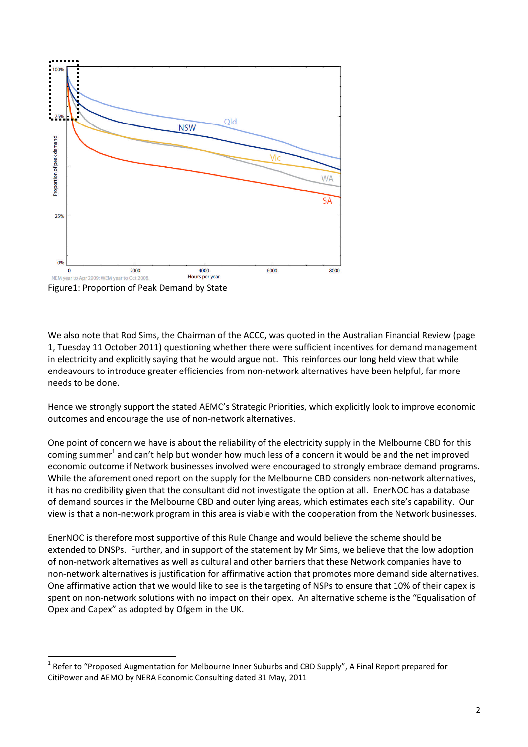Figure1: Proportion of Peak Demand by State

We also note that Rod Sims, the Chairman of the ACCC, was quoted in the Australian Financial Review (page 1, Tuesday 11 October 2011) questioning whether there were sufficient incentives for demand management in electricity and explicitly saying that he would argue not. This reinforces our long held view that while endeavours to introduce greater efficiencies from non-network alternatives have been helpful, far more needs to be done.

Hence we strongly support the stated AEMC's Strategic Priorities, which explicitly look to improve economic outcomes and encourage the use of non-network alternatives.

One point of concern we have is about the reliability of the electricity supply in the Melbourne CBD for this coming summer[1] and can't help but wonder how much less of a concern it would be and the net improved economic outcome if Network businesses involved were encouraged to strongly embrace demand programs. While the aforementioned report on the supply for the Melbourne CBD considers non-network alternatives, it has no credibility given that the consultant did not investigate the option at all. EnerNOC has a database of demand sources in the Melbourne CBD and outer lying areas, which estimates each site's capability. Our view is that a non-network program in this area is viable with the cooperation from the Network businesses.

EnerNOC is therefore most supportive of this Rule Change and would believe the scheme should be extended to DNSPs. Further, and in support of the statement by Mr Sims, we believe that the low adoption of non-network alternatives as well as cultural and other barriers that these Network companies have to non-network alternatives is justification for affirmative action that promotes more demand side alternatives. One affirmative action that we would like to see is the targeting of NSPs to ensure that 10% of their capex is spent on non-network solutions with no impact on their opex. An alternative scheme is the "Equalisation of Opex and Capex" as adopted by Ofgem in the UK.

[1] Refer to "Proposed Augmentation for Melbourne Inner Suburbs and CBD Supply", A Final Report prepared for CitiPower and AEMO by NERA Economic Consulting dated 31 May, 2011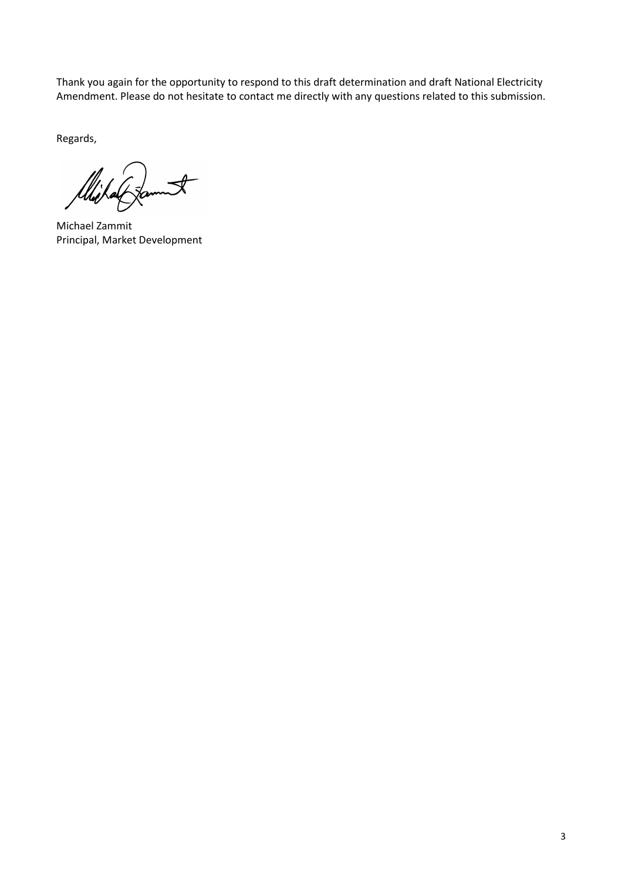Thank you again for the opportunity to respond to this draft determination and draft National Electricity Amendment. Please do not hesitate to contact me directly with any questions related to this submission.

Regards,

Michael Zammit
Principal, Market Development